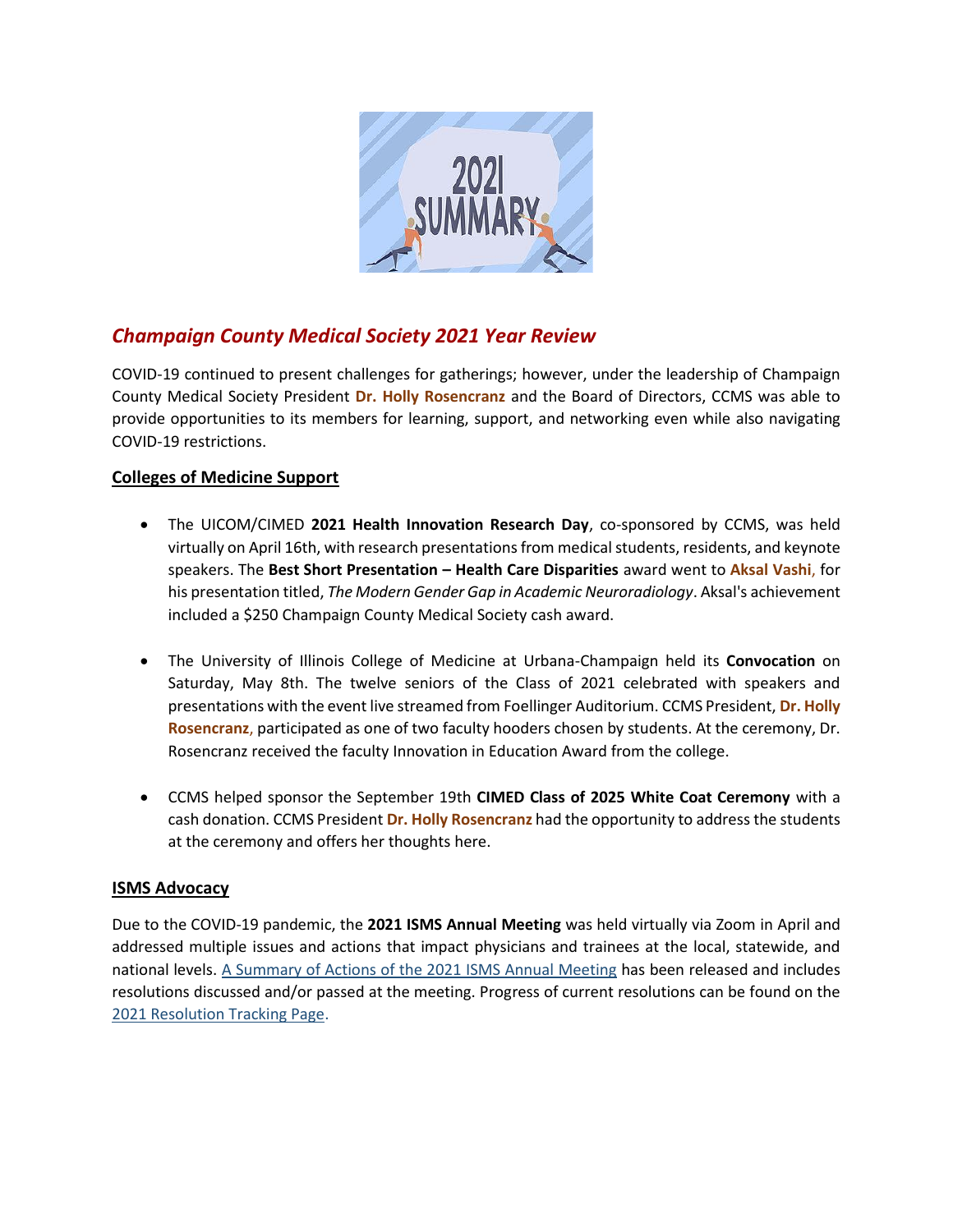## *Champaign County Medical Society 2021 Year Review*

COVID-19 continued to present challenges for gatherings; however, under the leadership of Champaign County Medical Society President **Dr. Holly Rosencranz** and the Board of Directors, CCMS was able to provide opportunities to its members for learning, support, and networking even while also navigating COVID-19 restrictions.

### Colleges of Medicine Support

- The UICOM/CIMED **2021 Health Innovation Research Day**, co-sponsored by CCMS, was held virtually on April 16th, with research presentations from medical students, residents, and keynote speakers. The **Best Short Presentation – Health Care Disparities** award went to **Aksal Vashi**, for his presentation titled, *The Modern Gender Gap in Academic Neuroradiology*. Aksal's achievement included a $250 Champaign County Medical Society cash award.

- The University of Illinois College of Medicine at Urbana-Champaign held its **Convocation** on Saturday, May 8th. The twelve seniors of the Class of 2021 celebrated with speakers and presentations with the event live streamed from Foellinger Auditorium. CCMS President, **Dr. Holly Rosencranz**, participated as one of two faculty hooders chosen by students. At the ceremony, Dr. Rosencranz received the faculty Innovation in Education Award from the college.

- CCMS helped sponsor the September 19th **CIMED Class of 2025 White Coat Ceremony** with a cash donation. CCMS President **Dr. Holly Rosencranz** had the opportunity to address the students at the ceremony and offers her thoughts here.

### ISMS Advocacy

Due to the COVID-19 pandemic, the **2021 ISMS Annual Meeting** was held virtually via Zoom in April and addressed multiple issues and actions that impact physicians and trainees at the local, statewide, and national levels. A Summary of Actions of the 2021 ISMS Annual Meeting has been released and includes resolutions discussed and/or passed at the meeting. Progress of current resolutions can be found on the 2021 Resolution Tracking Page.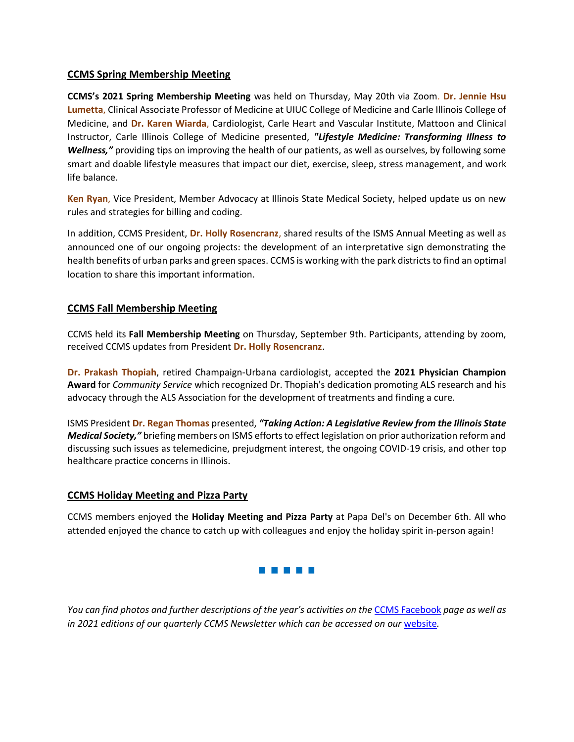## CCMS Spring Membership Meeting

**CCMS's 2021 Spring Membership Meeting** was held on Thursday, May 20th via Zoom. **Dr. Jennie Hsu Lumetta**, Clinical Associate Professor of Medicine at UIUC College of Medicine and Carle Illinois College of Medicine, and **Dr. Karen Wiarda**, Cardiologist, Carle Heart and Vascular Institute, Mattoon and Clinical Instructor, Carle Illinois College of Medicine presented, ***"Lifestyle Medicine: Transforming Illness to Wellness,"*** providing tips on improving the health of our patients, as well as ourselves, by following some smart and doable lifestyle measures that impact our diet, exercise, sleep, stress management, and work life balance.

**Ken Ryan**, Vice President, Member Advocacy at Illinois State Medical Society, helped update us on new rules and strategies for billing and coding.

In addition, CCMS President, **Dr. Holly Rosencranz**, shared results of the ISMS Annual Meeting as well as announced one of our ongoing projects: the development of an interpretative sign demonstrating the health benefits of urban parks and green spaces. CCMS is working with the park districts to find an optimal location to share this important information.

## CCMS Fall Membership Meeting

CCMS held its **Fall Membership Meeting** on Thursday, September 9th. Participants, attending by zoom, received CCMS updates from President **Dr. Holly Rosencranz**.

**Dr. Prakash Thopiah**, retired Champaign-Urbana cardiologist, accepted the **2021 Physician Champion Award** for *Community Service* which recognized Dr. Thopiah's dedication promoting ALS research and his advocacy through the ALS Association for the development of treatments and finding a cure.

ISMS President **Dr. Regan Thomas** presented, ***"Taking Action: A Legislative Review from the Illinois State Medical Society,"*** briefing members on ISMS efforts to effect legislation on prior authorization reform and discussing such issues as telemedicine, prejudgment interest, the ongoing COVID-19 crisis, and other top healthcare practice concerns in Illinois.

## CCMS Holiday Meeting and Pizza Party

CCMS members enjoyed the **Holiday Meeting and Pizza Party** at Papa Del's on December 6th. All who attended enjoyed the chance to catch up with colleagues and enjoy the holiday spirit in-person again!

■ ■ ■ ■ ■

*You can find photos and further descriptions of the year's activities on the* [CCMS Facebook]() *page as well as in 2021 editions of our quarterly CCMS Newsletter which can be accessed on our* [website]()*.*